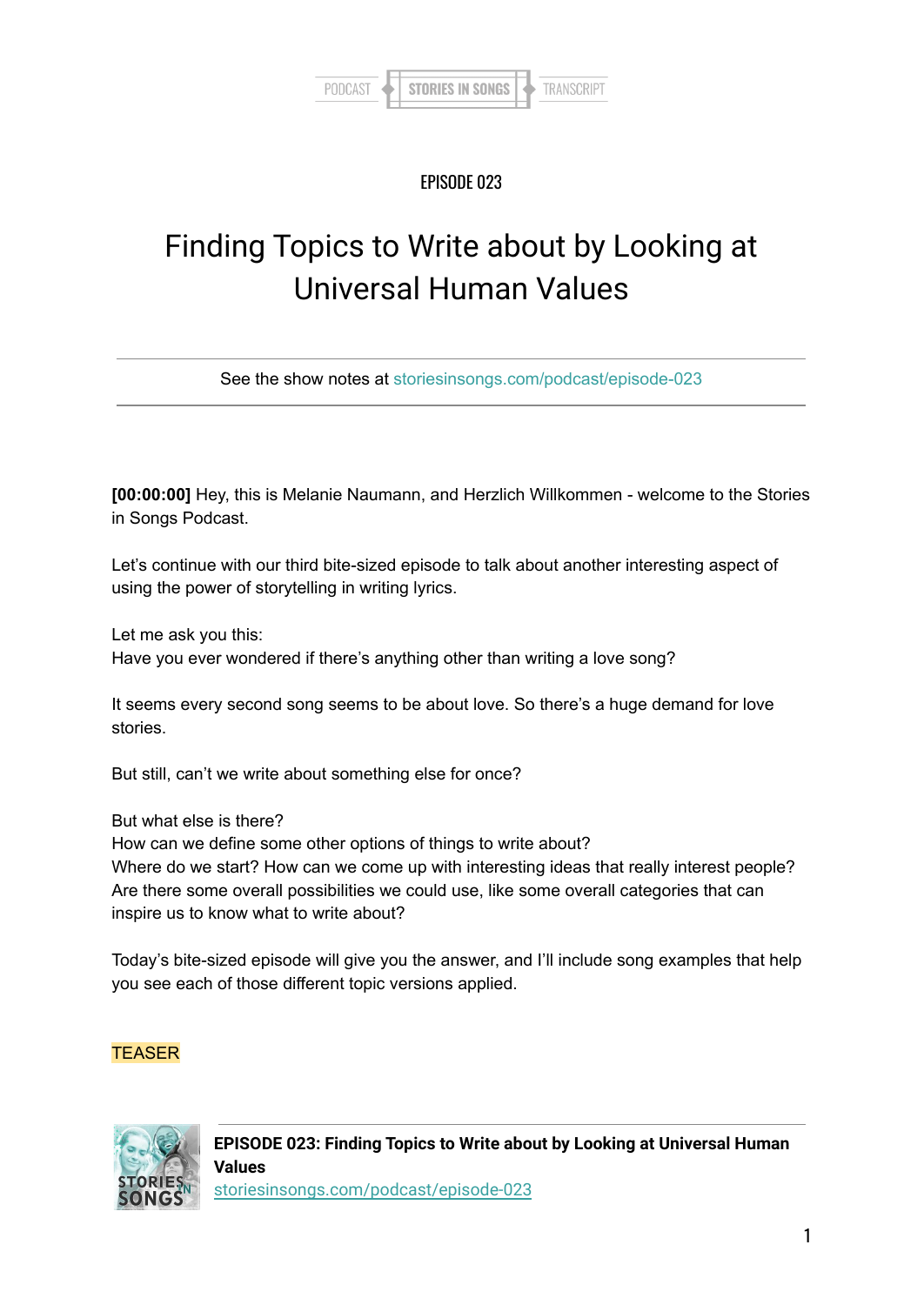PODCAST | STORIES IN SONGS | TRANSCRIPT

EPISODE 023

# Finding Topics to Write about by Looking at Universal Human Values

See the show notes at storiesinsongs.com/podcast/episode-023

**[00:00:00]** Hey, this is Melanie Naumann, and Herzlich Willkommen - welcome to the Stories in Songs Podcast.

Let's continue with our third bite-sized episode to talk about another interesting aspect of using the power of storytelling in writing lyrics.

Let me ask you this:
Have you ever wondered if there's anything other than writing a love song?

It seems every second song seems to be about love. So there's a huge demand for love stories.

But still, can't we write about something else for once?

But what else is there?
How can we define some other options of things to write about?
Where do we start? How can we come up with interesting ideas that really interest people?
Are there some overall possibilities we could use, like some overall categories that can inspire us to know what to write about?

Today's bite-sized episode will give you the answer, and I'll include song examples that help you see each of those different topic versions applied.

TEASER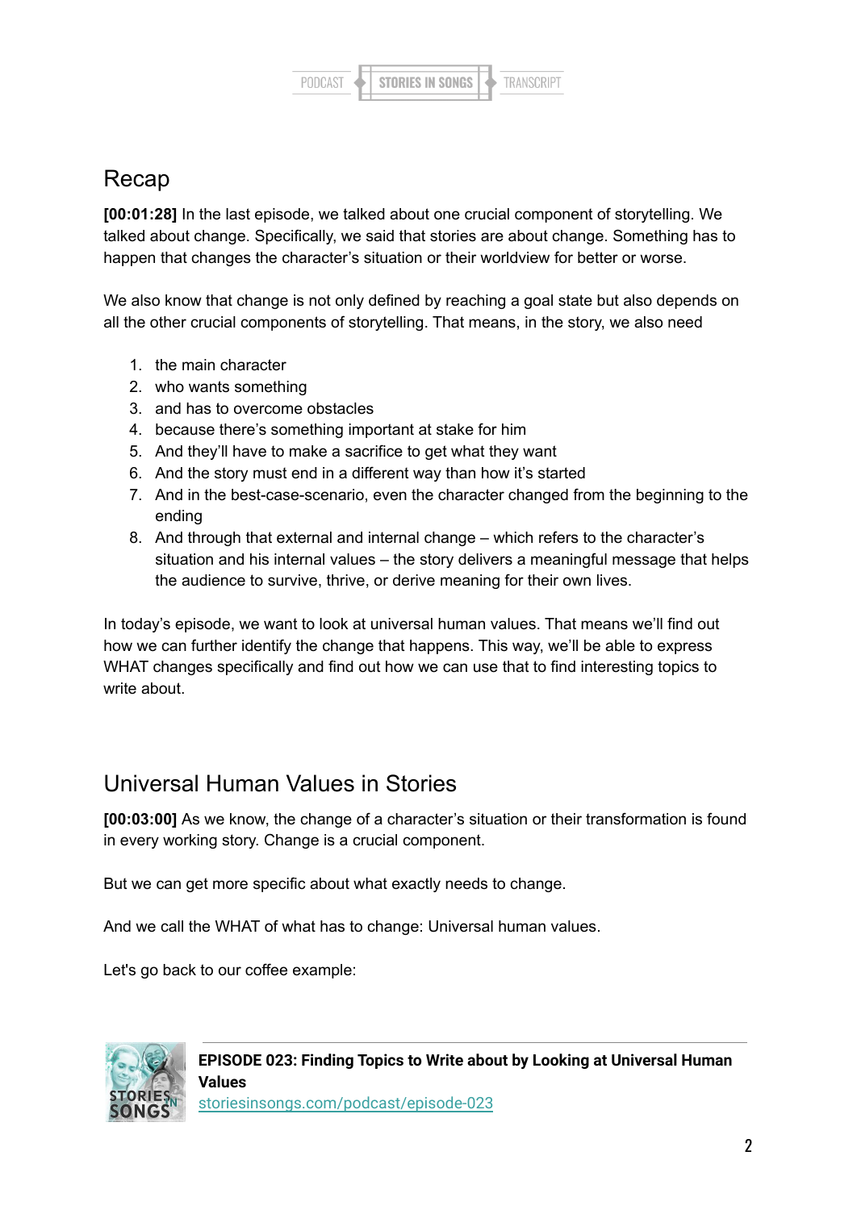## Recap

**[00:01:28]** In the last episode, we talked about one crucial component of storytelling. We talked about change. Specifically, we said that stories are about change. Something has to happen that changes the character's situation or their worldview for better or worse.

We also know that change is not only defined by reaching a goal state but also depends on all the other crucial components of storytelling. That means, in the story, we also need

1. the main character
2. who wants something
3. and has to overcome obstacles
4. because there's something important at stake for him
5. And they'll have to make a sacrifice to get what they want
6. And the story must end in a different way than how it's started
7. And in the best-case-scenario, even the character changed from the beginning to the ending
8. And through that external and internal change – which refers to the character's situation and his internal values – the story delivers a meaningful message that helps the audience to survive, thrive, or derive meaning for their own lives.

In today's episode, we want to look at universal human values. That means we'll find out how we can further identify the change that happens. This way, we'll be able to express WHAT changes specifically and find out how we can use that to find interesting topics to write about.

## Universal Human Values in Stories

**[00:03:00]** As we know, the change of a character's situation or their transformation is found in every working story. Change is a crucial component.

But we can get more specific about what exactly needs to change.

And we call the WHAT of what has to change: Universal human values.

Let's go back to our coffee example: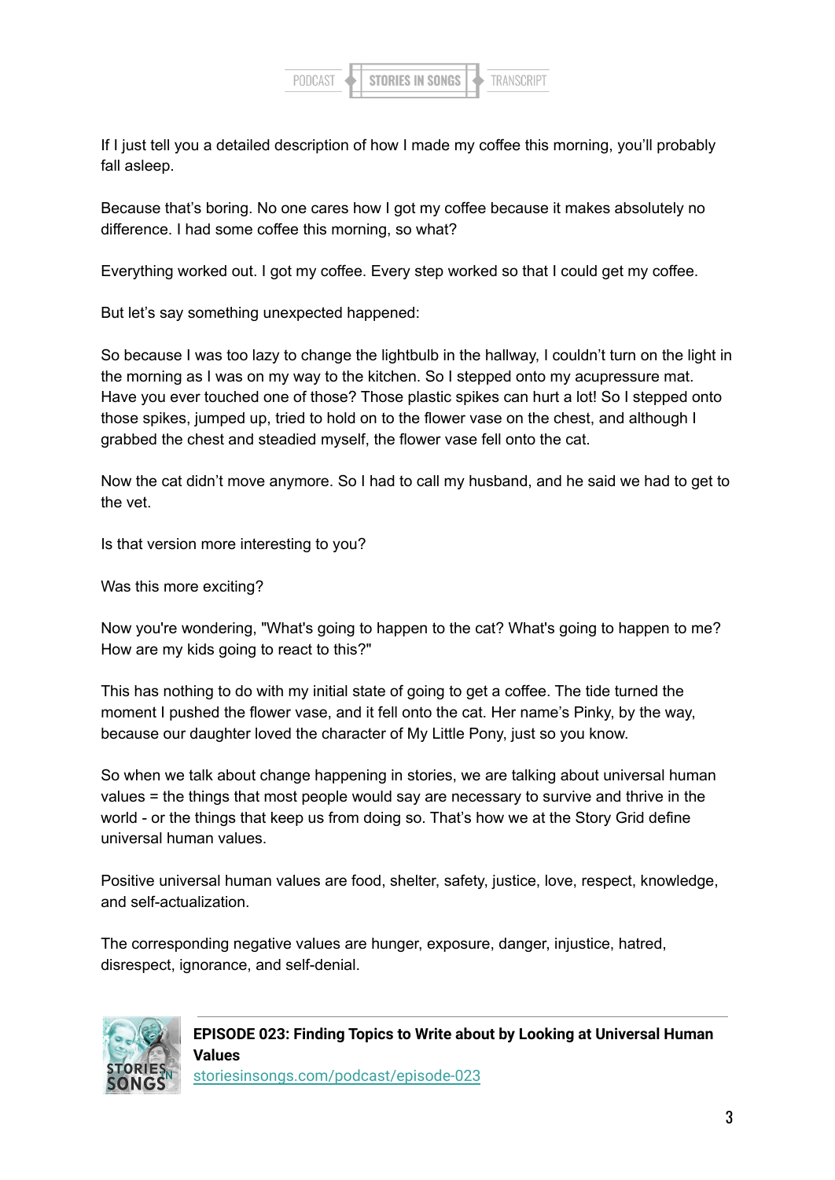If I just tell you a detailed description of how I made my coffee this morning, you'll probably fall asleep.

Because that's boring. No one cares how I got my coffee because it makes absolutely no difference. I had some coffee this morning, so what?

Everything worked out. I got my coffee. Every step worked so that I could get my coffee.

But let's say something unexpected happened:

So because I was too lazy to change the lightbulb in the hallway, I couldn't turn on the light in the morning as I was on my way to the kitchen. So I stepped onto my acupressure mat. Have you ever touched one of those? Those plastic spikes can hurt a lot! So I stepped onto those spikes, jumped up, tried to hold on to the flower vase on the chest, and although I grabbed the chest and steadied myself, the flower vase fell onto the cat.

Now the cat didn't move anymore. So I had to call my husband, and he said we had to get to the vet.

Is that version more interesting to you?

Was this more exciting?

Now you're wondering, "What's going to happen to the cat? What's going to happen to me? How are my kids going to react to this?"

This has nothing to do with my initial state of going to get a coffee. The tide turned the moment I pushed the flower vase, and it fell onto the cat. Her name's Pinky, by the way, because our daughter loved the character of My Little Pony, just so you know.

So when we talk about change happening in stories, we are talking about universal human values = the things that most people would say are necessary to survive and thrive in the world - or the things that keep us from doing so. That's how we at the Story Grid define universal human values.

Positive universal human values are food, shelter, safety, justice, love, respect, knowledge, and self-actualization.

The corresponding negative values are hunger, exposure, danger, injustice, hatred, disrespect, ignorance, and self-denial.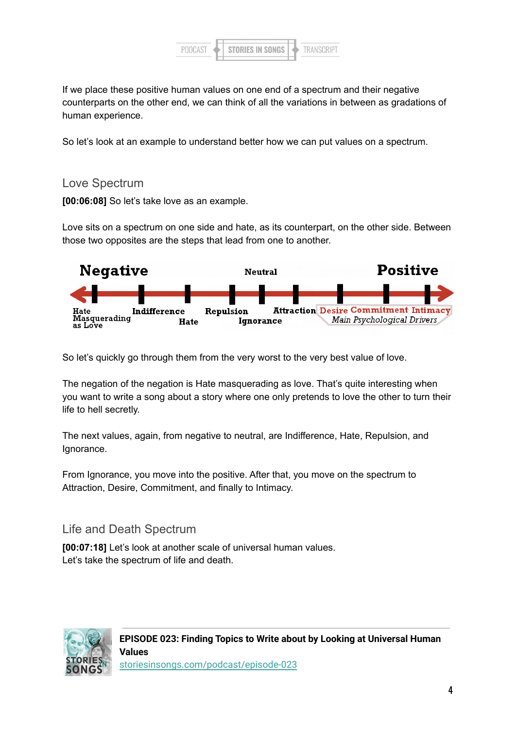If we place these positive human values on one end of a spectrum and their negative counterparts on the other end, we can think of all the variations in between as gradations of human experience.

So let's look at an example to understand better how we can put values on a spectrum.

## Love Spectrum

**[00:06:08]** So let's take love as an example.

Love sits on a spectrum on one side and hate, as its counterpart, on the other side. Between those two opposites are the steps that lead from one to another.

**Negative** — **Neutral** — **Positive**

Hate Masquerading as Love · Indifference · Hate · Repulsion · Ignorance · Attraction · Desire · Commitment · Intimacy

*Main Psychological Drivers* (Desire, Commitment, Intimacy)

So let's quickly go through them from the very worst to the very best value of love.

The negation of the negation is Hate masquerading as love. That's quite interesting when you want to write a song about a story where one only pretends to love the other to turn their life to hell secretly.

The next values, again, from negative to neutral, are Indifference, Hate, Repulsion, and Ignorance.

From Ignorance, you move into the positive. After that, you move on the spectrum to Attraction, Desire, Commitment, and finally to Intimacy.

## Life and Death Spectrum

**[00:07:18]** Let's look at another scale of universal human values.
Let's take the spectrum of life and death.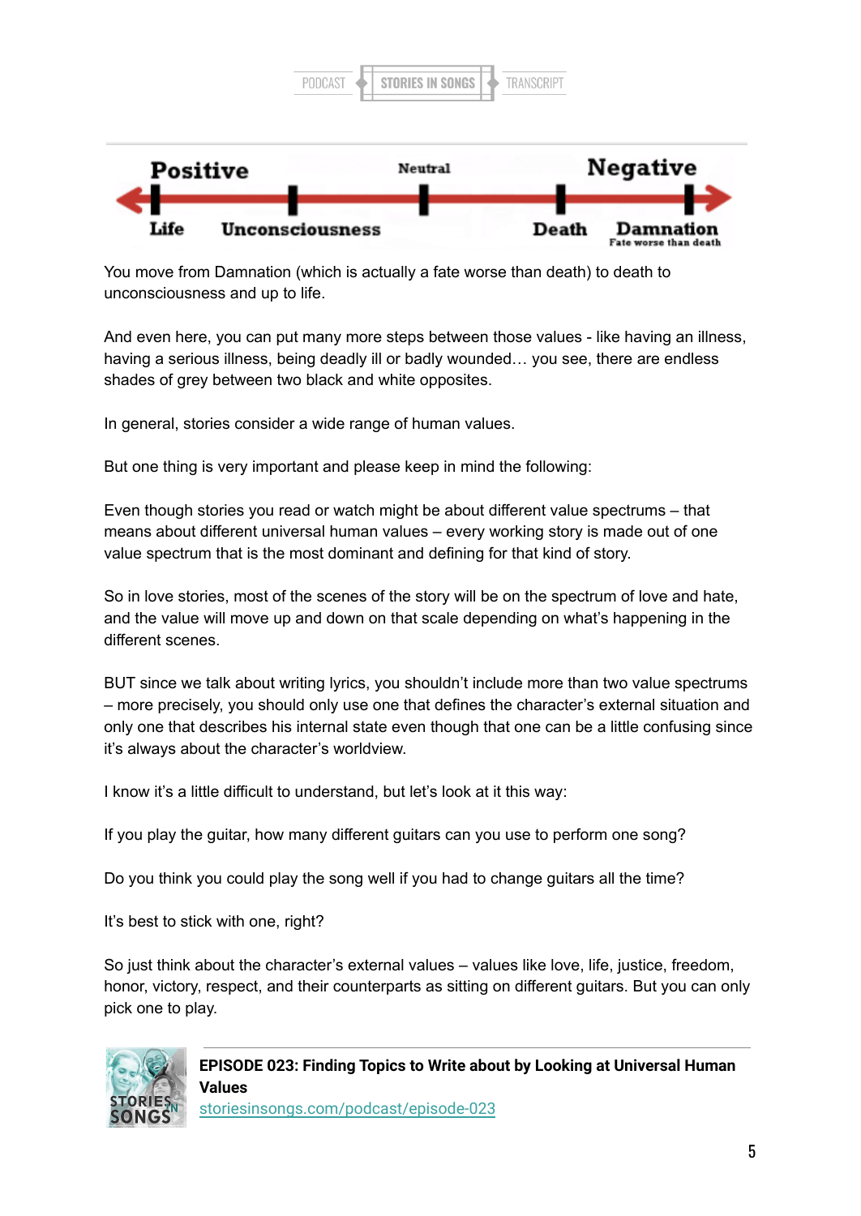Positive — Neutral — Negative

Life — Unconsciousness — Death — Damnation (Fate worse than death)

You move from Damnation (which is actually a fate worse than death) to death to unconsciousness and up to life.

And even here, you can put many more steps between those values - like having an illness, having a serious illness, being deadly ill or badly wounded… you see, there are endless shades of grey between two black and white opposites.

In general, stories consider a wide range of human values.

But one thing is very important and please keep in mind the following:

Even though stories you read or watch might be about different value spectrums – that means about different universal human values – every working story is made out of one value spectrum that is the most dominant and defining for that kind of story.

So in love stories, most of the scenes of the story will be on the spectrum of love and hate, and the value will move up and down on that scale depending on what's happening in the different scenes.

BUT since we talk about writing lyrics, you shouldn't include more than two value spectrums – more precisely, you should only use one that defines the character's external situation and only one that describes his internal state even though that one can be a little confusing since it's always about the character's worldview.

I know it's a little difficult to understand, but let's look at it this way:

If you play the guitar, how many different guitars can you use to perform one song?

Do you think you could play the song well if you had to change guitars all the time?

It's best to stick with one, right?

So just think about the character's external values – values like love, life, justice, freedom, honor, victory, respect, and their counterparts as sitting on different guitars. But you can only pick one to play.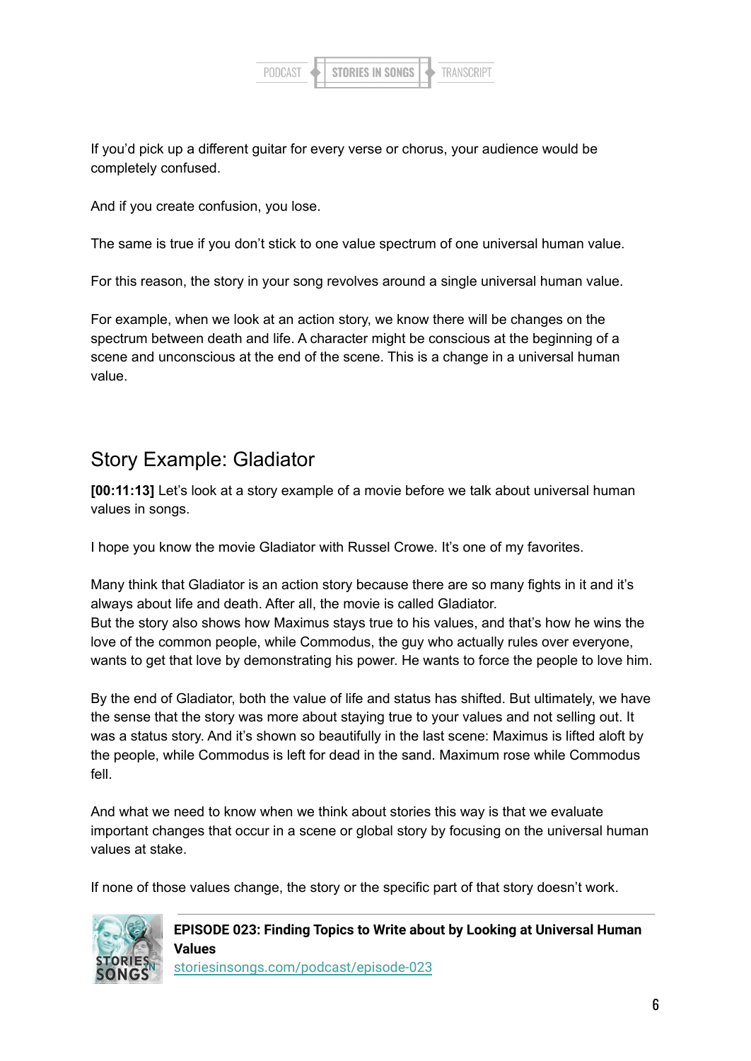If you'd pick up a different guitar for every verse or chorus, your audience would be completely confused.

And if you create confusion, you lose.

The same is true if you don't stick to one value spectrum of one universal human value.

For this reason, the story in your song revolves around a single universal human value.

For example, when we look at an action story, we know there will be changes on the spectrum between death and life. A character might be conscious at the beginning of a scene and unconscious at the end of the scene. This is a change in a universal human value.

## Story Example: Gladiator

**[00:11:13]** Let's look at a story example of a movie before we talk about universal human values in songs.

I hope you know the movie Gladiator with Russel Crowe. It's one of my favorites.

Many think that Gladiator is an action story because there are so many fights in it and it's always about life and death. After all, the movie is called Gladiator.
But the story also shows how Maximus stays true to his values, and that's how he wins the love of the common people, while Commodus, the guy who actually rules over everyone, wants to get that love by demonstrating his power. He wants to force the people to love him.

By the end of Gladiator, both the value of life and status has shifted. But ultimately, we have the sense that the story was more about staying true to your values and not selling out. It was a status story. And it's shown so beautifully in the last scene: Maximus is lifted aloft by the people, while Commodus is left for dead in the sand. Maximum rose while Commodus fell.

And what we need to know when we think about stories this way is that we evaluate important changes that occur in a scene or global story by focusing on the universal human values at stake.

If none of those values change, the story or the specific part of that story doesn't work.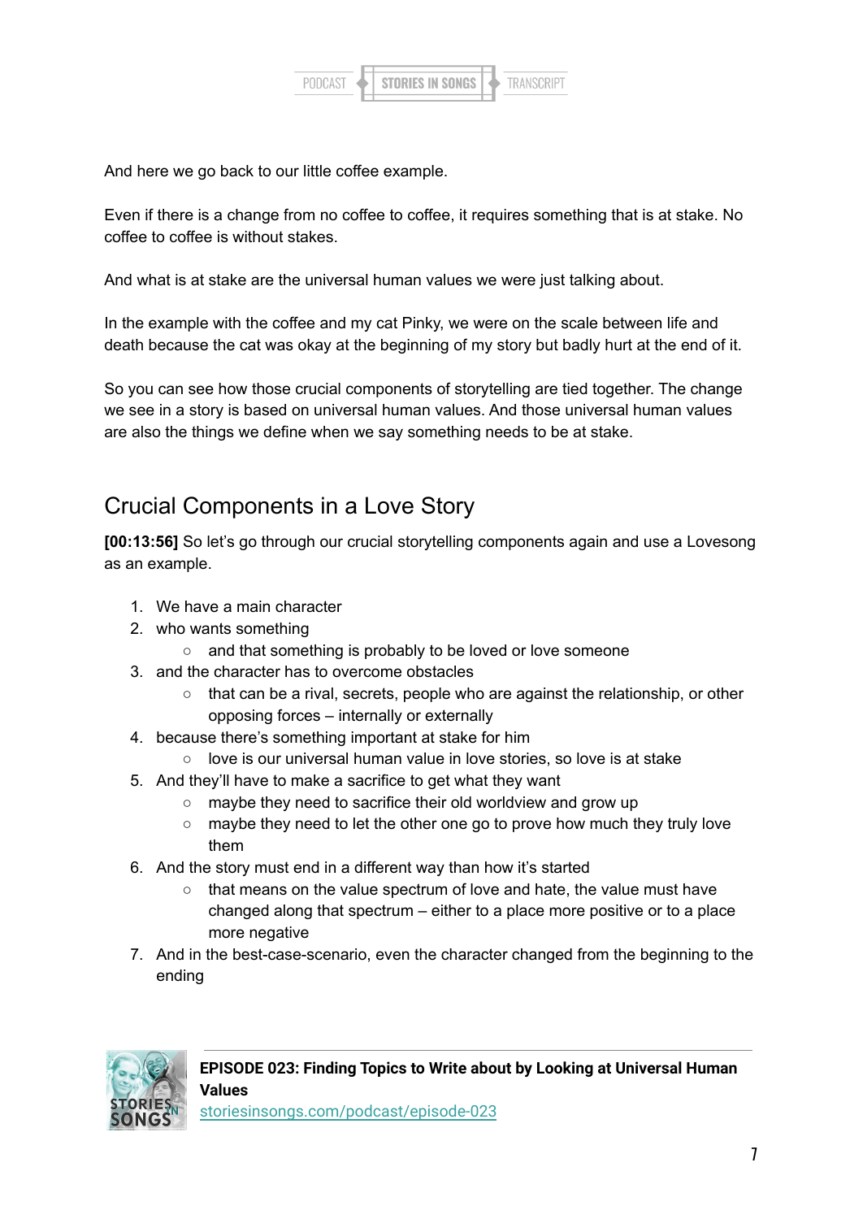And here we go back to our little coffee example.

Even if there is a change from no coffee to coffee, it requires something that is at stake. No coffee to coffee is without stakes.

And what is at stake are the universal human values we were just talking about.

In the example with the coffee and my cat Pinky, we were on the scale between life and death because the cat was okay at the beginning of my story but badly hurt at the end of it.

So you can see how those crucial components of storytelling are tied together. The change we see in a story is based on universal human values. And those universal human values are also the things we define when we say something needs to be at stake.

## Crucial Components in a Love Story

**[00:13:56]** So let's go through our crucial storytelling components again and use a Lovesong as an example.

1. We have a main character
2. who wants something
   - and that something is probably to be loved or love someone
3. and the character has to overcome obstacles
   - that can be a rival, secrets, people who are against the relationship, or other opposing forces – internally or externally
4. because there's something important at stake for him
   - love is our universal human value in love stories, so love is at stake
5. And they'll have to make a sacrifice to get what they want
   - maybe they need to sacrifice their old worldview and grow up
   - maybe they need to let the other one go to prove how much they truly love them
6. And the story must end in a different way than how it's started
   - that means on the value spectrum of love and hate, the value must have changed along that spectrum – either to a place more positive or to a place more negative
7. And in the best-case-scenario, even the character changed from the beginning to the ending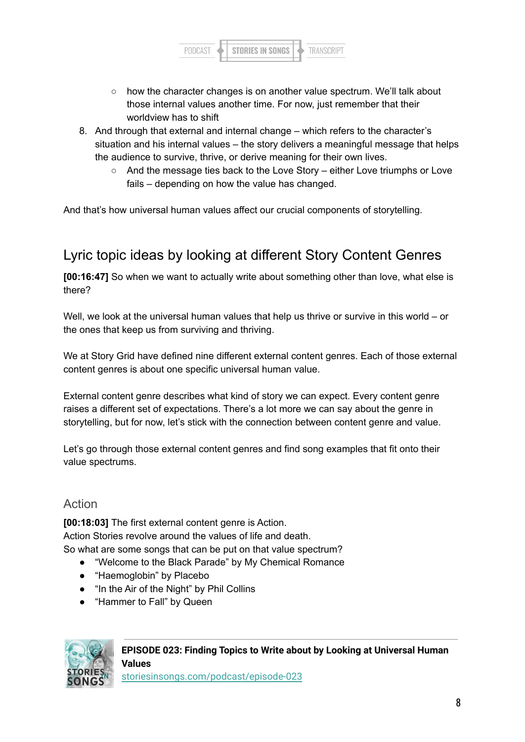- how the character changes is on another value spectrum. We'll talk about those internal values another time. For now, just remember that their worldview has to shift
8. And through that external and internal change – which refers to the character's situation and his internal values – the story delivers a meaningful message that helps the audience to survive, thrive, or derive meaning for their own lives.
    - And the message ties back to the Love Story – either Love triumphs or Love fails – depending on how the value has changed.

And that's how universal human values affect our crucial components of storytelling.

## Lyric topic ideas by looking at different Story Content Genres

**[00:16:47]** So when we want to actually write about something other than love, what else is there?

Well, we look at the universal human values that help us thrive or survive in this world – or the ones that keep us from surviving and thriving.

We at Story Grid have defined nine different external content genres. Each of those external content genres is about one specific universal human value.

External content genre describes what kind of story we can expect. Every content genre raises a different set of expectations. There's a lot more we can say about the genre in storytelling, but for now, let's stick with the connection between content genre and value.

Let's go through those external content genres and find song examples that fit onto their value spectrums.

### Action

**[00:18:03]** The first external content genre is Action.
Action Stories revolve around the values of life and death.
So what are some songs that can be put on that value spectrum?

- "Welcome to the Black Parade" by My Chemical Romance
- "Haemoglobin" by Placebo
- "In the Air of the Night" by Phil Collins
- "Hammer to Fall" by Queen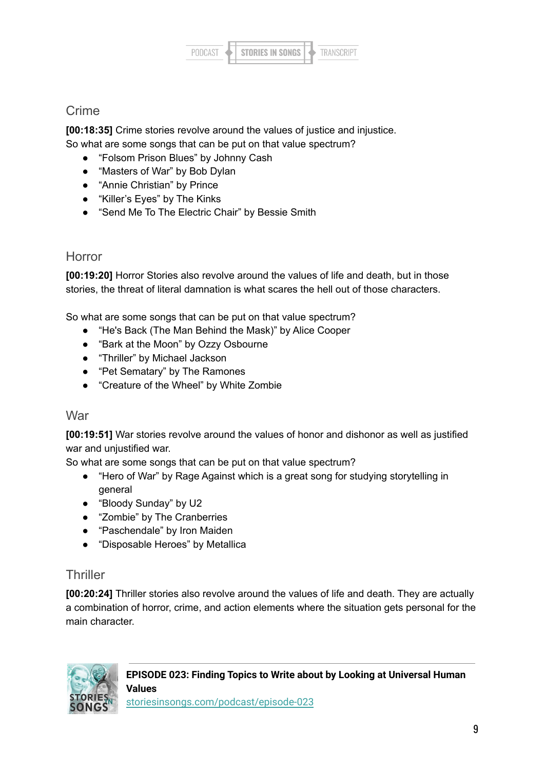## Crime

**[00:18:35]** Crime stories revolve around the values of justice and injustice.
So what are some songs that can be put on that value spectrum?

- "Folsom Prison Blues" by Johnny Cash
- "Masters of War" by Bob Dylan
- "Annie Christian" by Prince
- "Killer's Eyes" by The Kinks
- "Send Me To The Electric Chair" by Bessie Smith

## Horror

**[00:19:20]** Horror Stories also revolve around the values of life and death, but in those stories, the threat of literal damnation is what scares the hell out of those characters.

So what are some songs that can be put on that value spectrum?

- "He's Back (The Man Behind the Mask)" by Alice Cooper
- "Bark at the Moon" by Ozzy Osbourne
- "Thriller" by Michael Jackson
- "Pet Sematary" by The Ramones
- "Creature of the Wheel" by White Zombie

## War

**[00:19:51]** War stories revolve around the values of honor and dishonor as well as justified war and unjustified war.
So what are some songs that can be put on that value spectrum?

- "Hero of War" by Rage Against which is a great song for studying storytelling in general
- "Bloody Sunday" by U2
- "Zombie" by The Cranberries
- "Paschendale" by Iron Maiden
- "Disposable Heroes" by Metallica

## Thriller

**[00:20:24]** Thriller stories also revolve around the values of life and death. They are actually a combination of horror, crime, and action elements where the situation gets personal for the main character.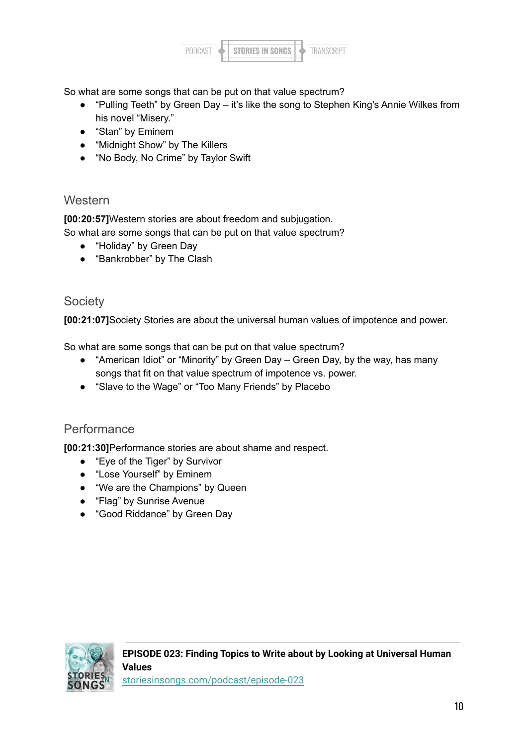So what are some songs that can be put on that value spectrum?

- “Pulling Teeth” by Green Day – it’s like the song to Stephen King's Annie Wilkes from his novel “Misery.”
- “Stan” by Eminem
- “Midnight Show” by The Killers
- “No Body, No Crime” by Taylor Swift

## Western

**[00:20:57]**Western stories are about freedom and subjugation.
So what are some songs that can be put on that value spectrum?

- “Holiday” by Green Day
- “Bankrobber” by The Clash

## Society

**[00:21:07]**Society Stories are about the universal human values of impotence and power.

So what are some songs that can be put on that value spectrum?

- “American Idiot” or “Minority” by Green Day – Green Day, by the way, has many songs that fit on that value spectrum of impotence vs. power.
- “Slave to the Wage” or “Too Many Friends” by Placebo

## Performance

**[00:21:30]**Performance stories are about shame and respect.

- “Eye of the Tiger” by Survivor
- “Lose Yourself” by Eminem
- “We are the Champions” by Queen
- “Flag” by Sunrise Avenue
- “Good Riddance” by Green Day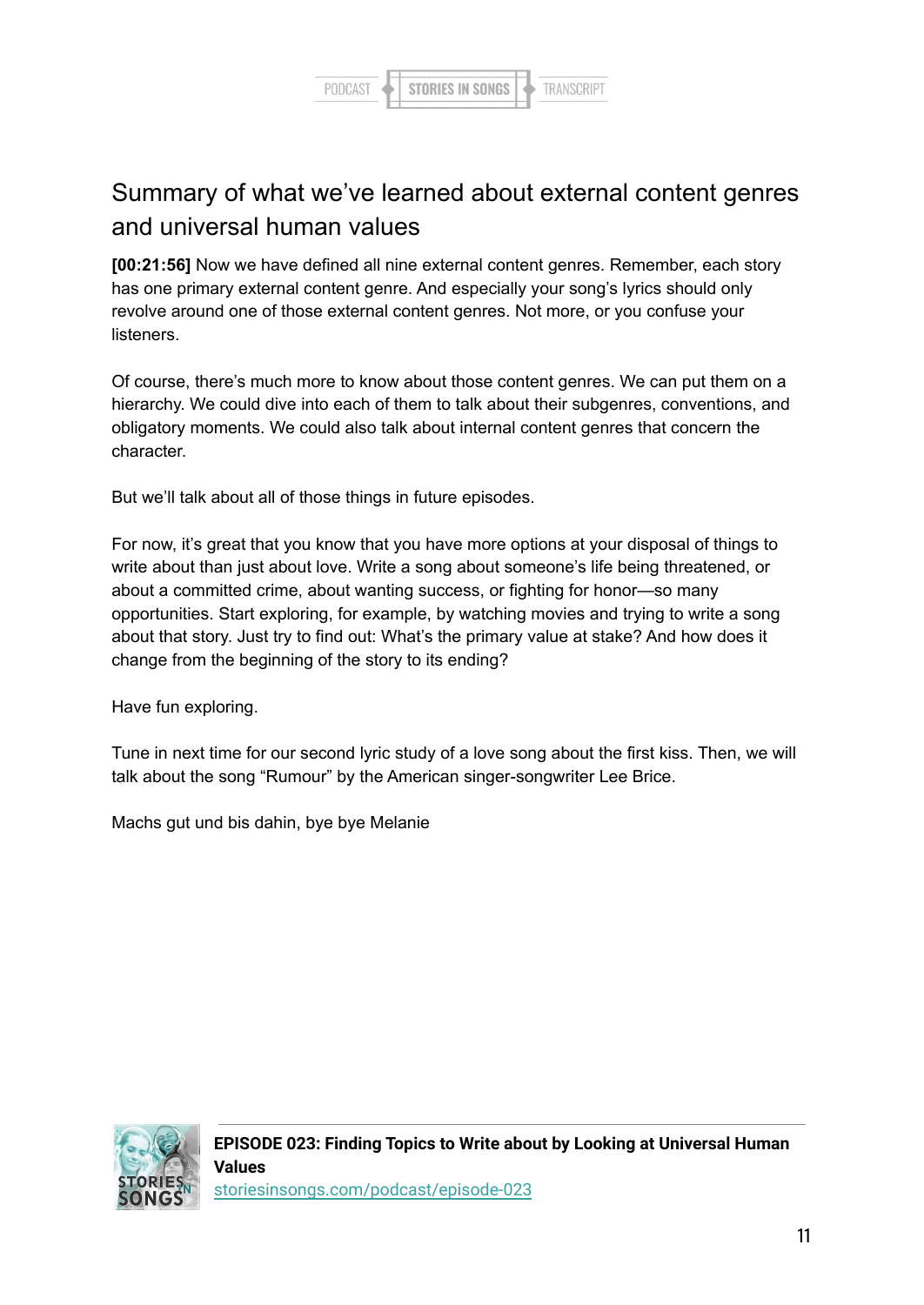## Summary of what we've learned about external content genres and universal human values

**[00:21:56]** Now we have defined all nine external content genres. Remember, each story has one primary external content genre. And especially your song's lyrics should only revolve around one of those external content genres. Not more, or you confuse your listeners.

Of course, there's much more to know about those content genres. We can put them on a hierarchy. We could dive into each of them to talk about their subgenres, conventions, and obligatory moments. We could also talk about internal content genres that concern the character.

But we'll talk about all of those things in future episodes.

For now, it's great that you know that you have more options at your disposal of things to write about than just about love. Write a song about someone's life being threatened, or about a committed crime, about wanting success, or fighting for honor—so many opportunities. Start exploring, for example, by watching movies and trying to write a song about that story. Just try to find out: What's the primary value at stake? And how does it change from the beginning of the story to its ending?

Have fun exploring.

Tune in next time for our second lyric study of a love song about the first kiss. Then, we will talk about the song "Rumour" by the American singer-songwriter Lee Brice.

Machs gut und bis dahin, bye bye Melanie